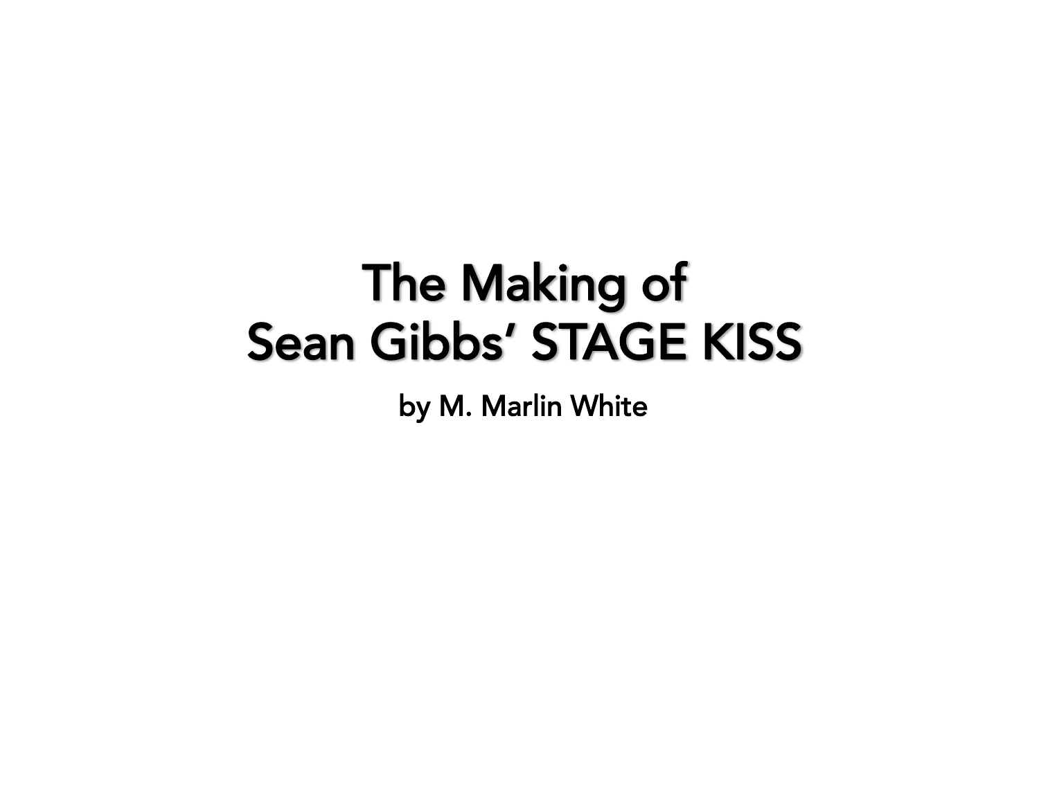# The Making of
# Sean Gibbs' STAGE KISS

by M. Marlin White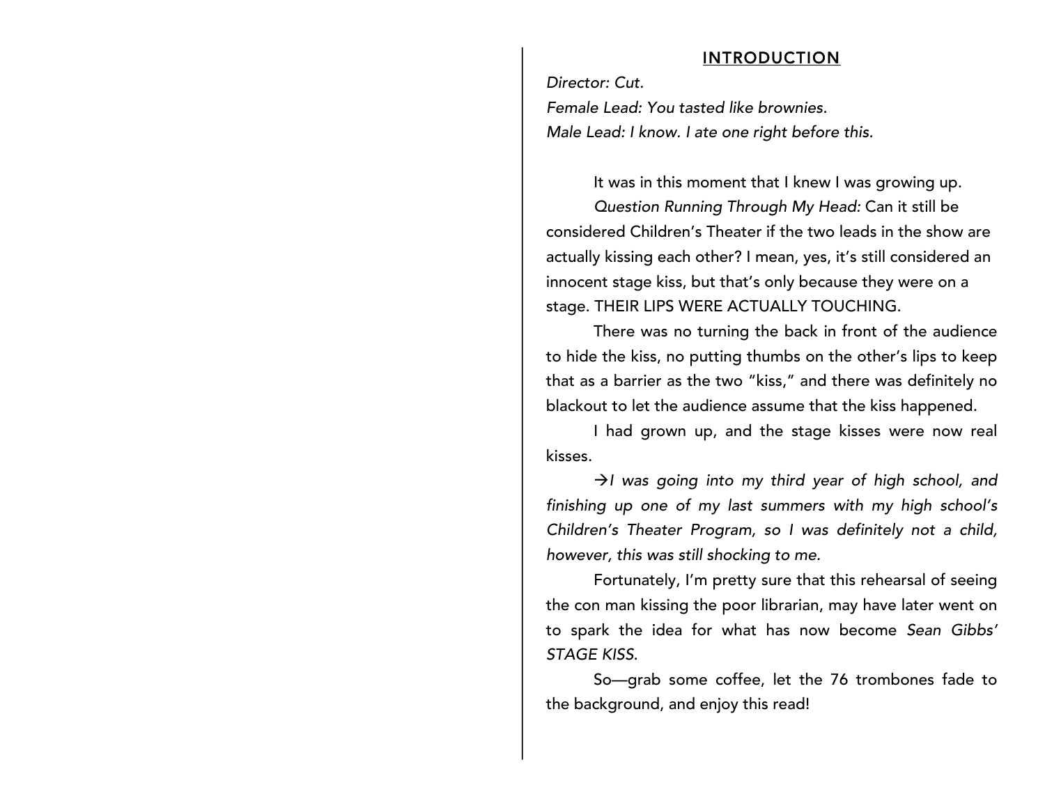## INTRODUCTION

*Director: Cut.*
*Female Lead: You tasted like brownies.*
*Male Lead: I know. I ate one right before this.*

It was in this moment that I knew I was growing up.

*Question Running Through My Head:* Can it still be considered Children's Theater if the two leads in the show are actually kissing each other? I mean, yes, it's still considered an innocent stage kiss, but that's only because they were on a stage. THEIR LIPS WERE ACTUALLY TOUCHING.

There was no turning the back in front of the audience to hide the kiss, no putting thumbs on the other's lips to keep that as a barrier as the two "kiss," and there was definitely no blackout to let the audience assume that the kiss happened.

I had grown up, and the stage kisses were now real kisses.

→*I was going into my third year of high school, and finishing up one of my last summers with my high school's Children's Theater Program, so I was definitely not a child, however, this was still shocking to me.*

Fortunately, I'm pretty sure that this rehearsal of seeing the con man kissing the poor librarian, may have later went on to spark the idea for what has now become *Sean Gibbs' STAGE KISS*.

So—grab some coffee, let the 76 trombones fade to the background, and enjoy this read!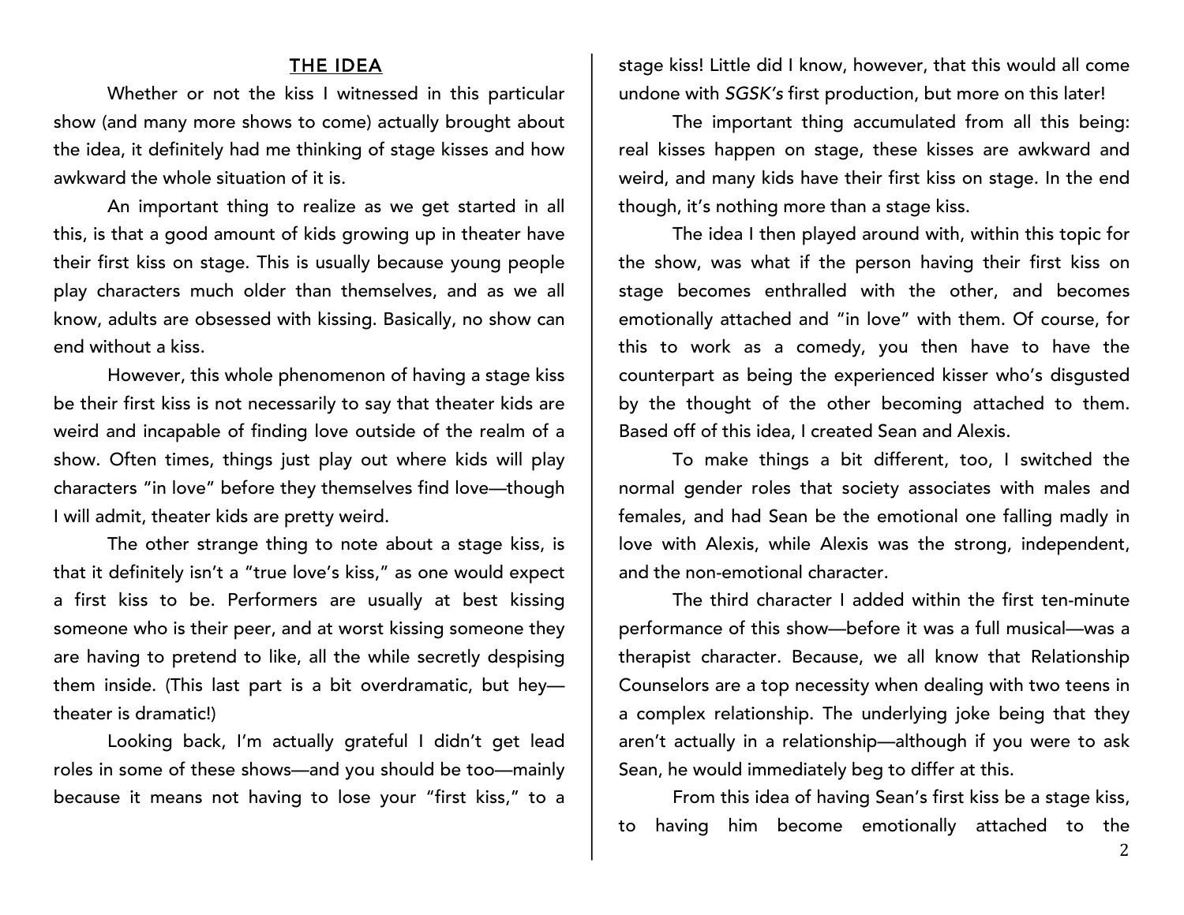## THE IDEA

Whether or not the kiss I witnessed in this particular show (and many more shows to come) actually brought about the idea, it definitely had me thinking of stage kisses and how awkward the whole situation of it is.

An important thing to realize as we get started in all this, is that a good amount of kids growing up in theater have their first kiss on stage. This is usually because young people play characters much older than themselves, and as we all know, adults are obsessed with kissing. Basically, no show can end without a kiss.

However, this whole phenomenon of having a stage kiss be their first kiss is not necessarily to say that theater kids are weird and incapable of finding love outside of the realm of a show. Often times, things just play out where kids will play characters "in love" before they themselves find love—though I will admit, theater kids are pretty weird.

The other strange thing to note about a stage kiss, is that it definitely isn't a "true love's kiss," as one would expect a first kiss to be. Performers are usually at best kissing someone who is their peer, and at worst kissing someone they are having to pretend to like, all the while secretly despising them inside. (This last part is a bit overdramatic, but hey—theater is dramatic!)

Looking back, I'm actually grateful I didn't get lead roles in some of these shows—and you should be too—mainly because it means not having to lose your "first kiss," to a stage kiss! Little did I know, however, that this would all come undone with *SGSK's* first production, but more on this later!

The important thing accumulated from all this being: real kisses happen on stage, these kisses are awkward and weird, and many kids have their first kiss on stage. In the end though, it's nothing more than a stage kiss.

The idea I then played around with, within this topic for the show, was what if the person having their first kiss on stage becomes enthralled with the other, and becomes emotionally attached and "in love" with them. Of course, for this to work as a comedy, you then have to have the counterpart as being the experienced kisser who's disgusted by the thought of the other becoming attached to them. Based off of this idea, I created Sean and Alexis.

To make things a bit different, too, I switched the normal gender roles that society associates with males and females, and had Sean be the emotional one falling madly in love with Alexis, while Alexis was the strong, independent, and the non-emotional character.

The third character I added within the first ten-minute performance of this show—before it was a full musical—was a therapist character. Because, we all know that Relationship Counselors are a top necessity when dealing with two teens in a complex relationship. The underlying joke being that they aren't actually in a relationship—although if you were to ask Sean, he would immediately beg to differ at this.

From this idea of having Sean's first kiss be a stage kiss, to having him become emotionally attached to the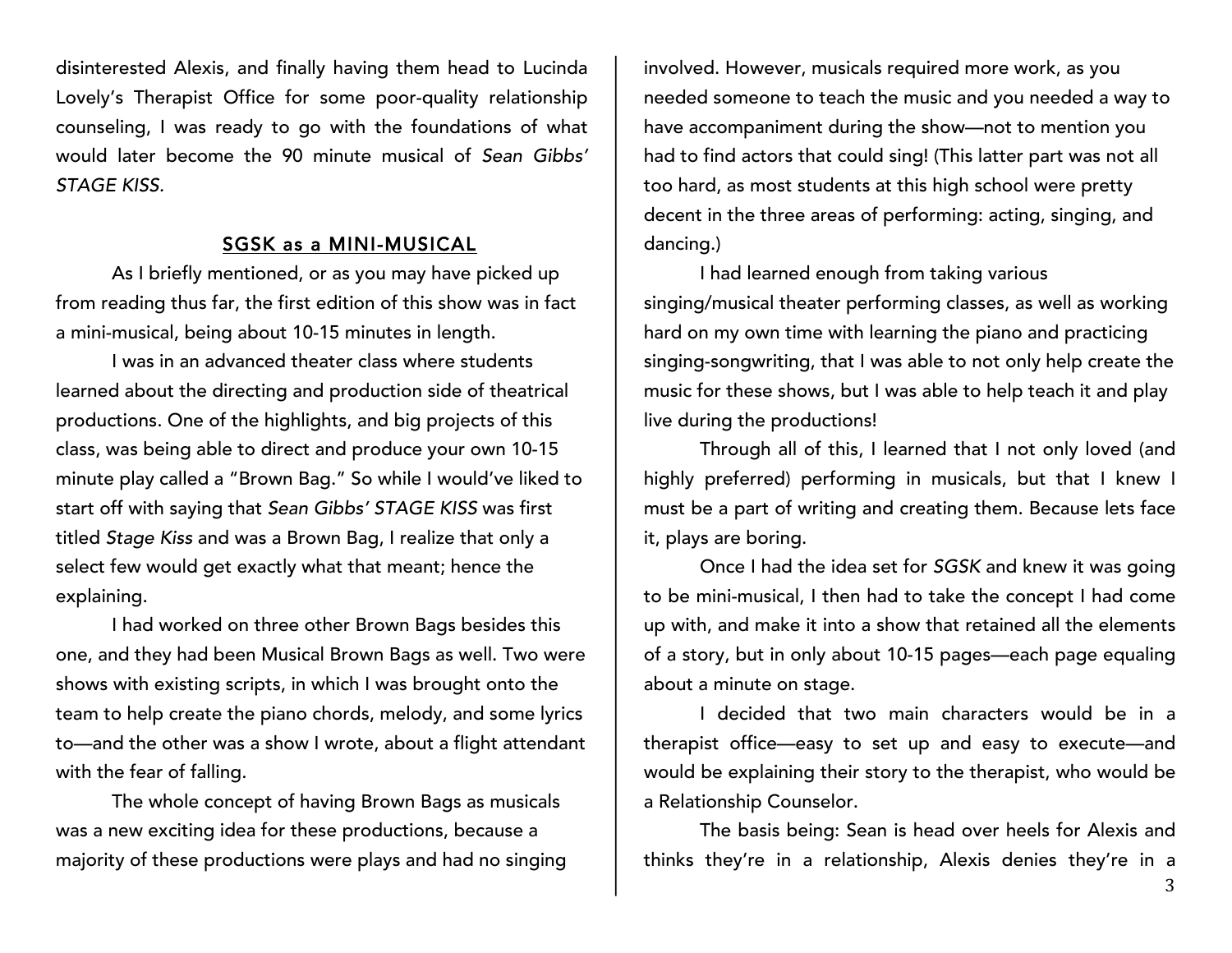disinterested Alexis, and finally having them head to Lucinda Lovely's Therapist Office for some poor-quality relationship counseling, I was ready to go with the foundations of what would later become the 90 minute musical of *Sean Gibbs' STAGE KISS.*

## SGSK as a MINI-MUSICAL

As I briefly mentioned, or as you may have picked up from reading thus far, the first edition of this show was in fact a mini-musical, being about 10-15 minutes in length.

I was in an advanced theater class where students learned about the directing and production side of theatrical productions. One of the highlights, and big projects of this class, was being able to direct and produce your own 10-15 minute play called a "Brown Bag." So while I would've liked to start off with saying that *Sean Gibbs' STAGE KISS* was first titled *Stage Kiss* and was a Brown Bag, I realize that only a select few would get exactly what that meant; hence the explaining.

I had worked on three other Brown Bags besides this one, and they had been Musical Brown Bags as well. Two were shows with existing scripts, in which I was brought onto the team to help create the piano chords, melody, and some lyrics to—and the other was a show I wrote, about a flight attendant with the fear of falling.

The whole concept of having Brown Bags as musicals was a new exciting idea for these productions, because a majority of these productions were plays and had no singing involved. However, musicals required more work, as you needed someone to teach the music and you needed a way to have accompaniment during the show—not to mention you had to find actors that could sing! (This latter part was not all too hard, as most students at this high school were pretty decent in the three areas of performing: acting, singing, and dancing.)

I had learned enough from taking various singing/musical theater performing classes, as well as working hard on my own time with learning the piano and practicing singing-songwriting, that I was able to not only help create the music for these shows, but I was able to help teach it and play live during the productions!

Through all of this, I learned that I not only loved (and highly preferred) performing in musicals, but that I knew I must be a part of writing and creating them. Because lets face it, plays are boring.

Once I had the idea set for *SGSK* and knew it was going to be mini-musical, I then had to take the concept I had come up with, and make it into a show that retained all the elements of a story, but in only about 10-15 pages—each page equaling about a minute on stage.

I decided that two main characters would be in a therapist office—easy to set up and easy to execute—and would be explaining their story to the therapist, who would be a Relationship Counselor.

The basis being: Sean is head over heels for Alexis and thinks they're in a relationship, Alexis denies they're in a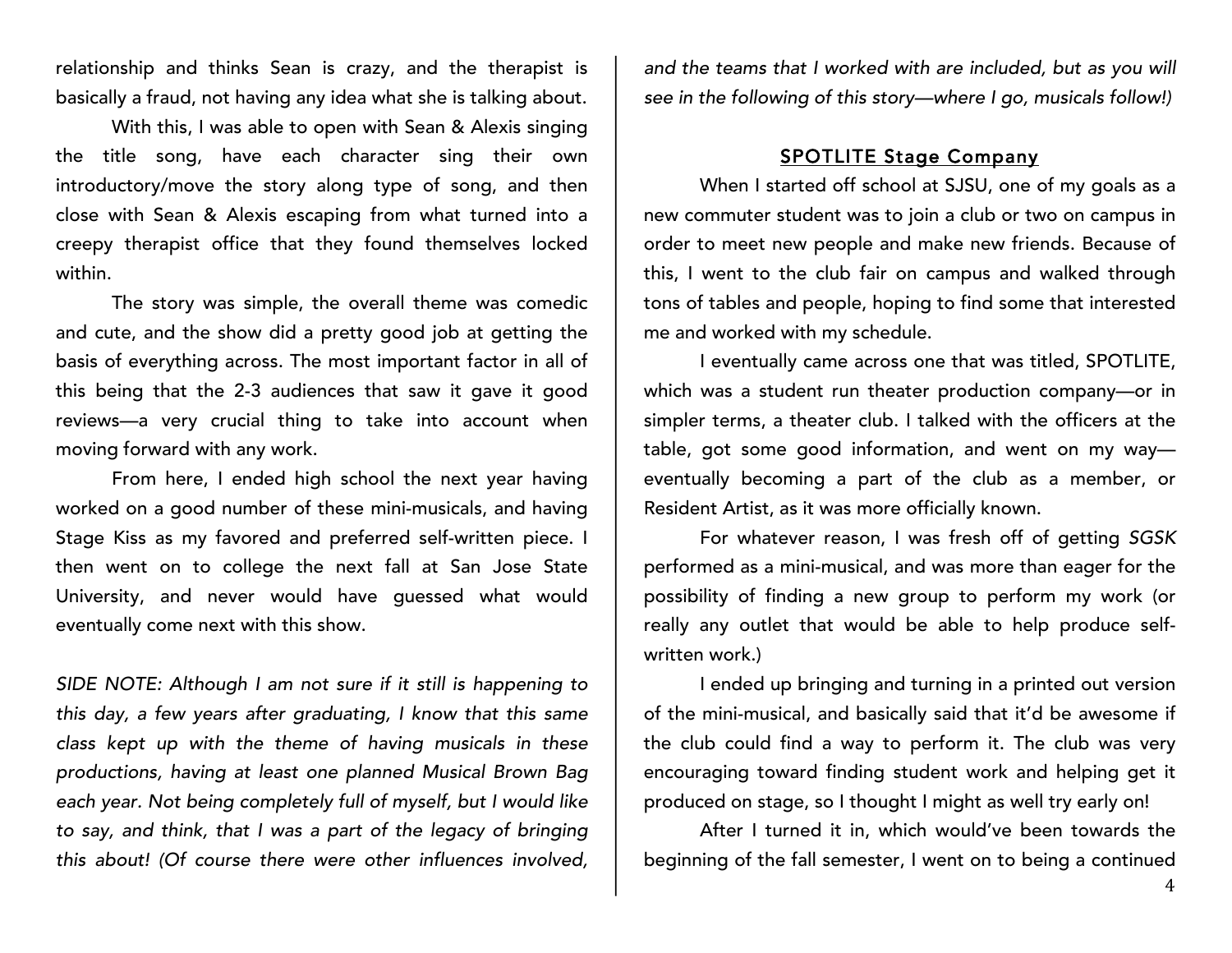relationship and thinks Sean is crazy, and the therapist is basically a fraud, not having any idea what she is talking about.

With this, I was able to open with Sean & Alexis singing the title song, have each character sing their own introductory/move the story along type of song, and then close with Sean & Alexis escaping from what turned into a creepy therapist office that they found themselves locked within.

The story was simple, the overall theme was comedic and cute, and the show did a pretty good job at getting the basis of everything across. The most important factor in all of this being that the 2-3 audiences that saw it gave it good reviews—a very crucial thing to take into account when moving forward with any work.

From here, I ended high school the next year having worked on a good number of these mini-musicals, and having Stage Kiss as my favored and preferred self-written piece. I then went on to college the next fall at San Jose State University, and never would have guessed what would eventually come next with this show.

*SIDE NOTE: Although I am not sure if it still is happening to this day, a few years after graduating, I know that this same class kept up with the theme of having musicals in these productions, having at least one planned Musical Brown Bag each year. Not being completely full of myself, but I would like to say, and think, that I was a part of the legacy of bringing this about! (Of course there were other influences involved, and the teams that I worked with are included, but as you will see in the following of this story—where I go, musicals follow!)*

## SPOTLITE Stage Company

When I started off school at SJSU, one of my goals as a new commuter student was to join a club or two on campus in order to meet new people and make new friends. Because of this, I went to the club fair on campus and walked through tons of tables and people, hoping to find some that interested me and worked with my schedule.

I eventually came across one that was titled, SPOTLITE, which was a student run theater production company—or in simpler terms, a theater club. I talked with the officers at the table, got some good information, and went on my way—eventually becoming a part of the club as a member, or Resident Artist, as it was more officially known.

For whatever reason, I was fresh off of getting *SGSK* performed as a mini-musical, and was more than eager for the possibility of finding a new group to perform my work (or really any outlet that would be able to help produce self-written work.)

I ended up bringing and turning in a printed out version of the mini-musical, and basically said that it'd be awesome if the club could find a way to perform it. The club was very encouraging toward finding student work and helping get it produced on stage, so I thought I might as well try early on!

After I turned it in, which would've been towards the beginning of the fall semester, I went on to being a continued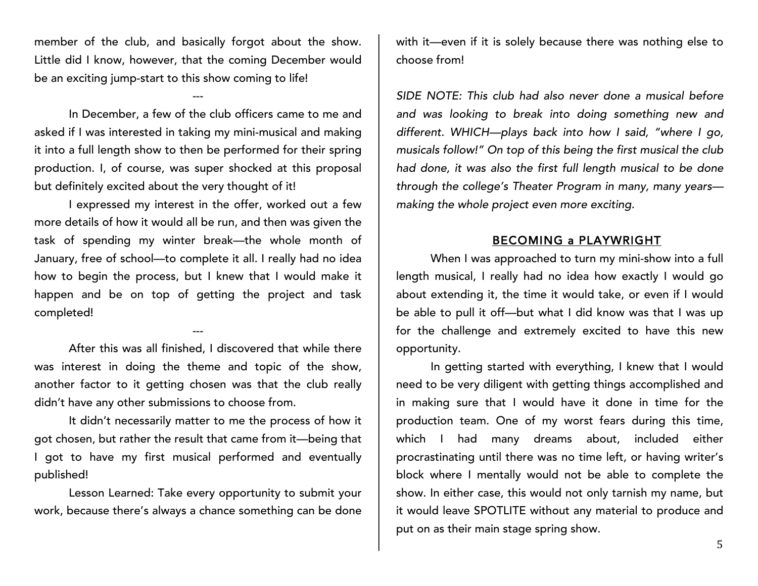member of the club, and basically forgot about the show. Little did I know, however, that the coming December would be an exciting jump-start to this show coming to life!

---

In December, a few of the club officers came to me and asked if I was interested in taking my mini-musical and making it into a full length show to then be performed for their spring production. I, of course, was super shocked at this proposal but definitely excited about the very thought of it!

I expressed my interest in the offer, worked out a few more details of how it would all be run, and then was given the task of spending my winter break—the whole month of January, free of school—to complete it all. I really had no idea how to begin the process, but I knew that I would make it happen and be on top of getting the project and task completed!

---

After this was all finished, I discovered that while there was interest in doing the theme and topic of the show, another factor to it getting chosen was that the club really didn't have any other submissions to choose from.

It didn't necessarily matter to me the process of how it got chosen, but rather the result that came from it—being that I got to have my first musical performed and eventually published!

Lesson Learned: Take every opportunity to submit your work, because there's always a chance something can be done with it—even if it is solely because there was nothing else to choose from!

*SIDE NOTE: This club had also never done a musical before and was looking to break into doing something new and different. WHICH—plays back into how I said, "where I go, musicals follow!" On top of this being the first musical the club had done, it was also the first full length musical to be done through the college's Theater Program in many, many years—making the whole project even more exciting.*

## BECOMING a PLAYWRIGHT

When I was approached to turn my mini-show into a full length musical, I really had no idea how exactly I would go about extending it, the time it would take, or even if I would be able to pull it off—but what I did know was that I was up for the challenge and extremely excited to have this new opportunity.

In getting started with everything, I knew that I would need to be very diligent with getting things accomplished and in making sure that I would have it done in time for the production team. One of my worst fears during this time, which I had many dreams about, included either procrastinating until there was no time left, or having writer's block where I mentally would not be able to complete the show. In either case, this would not only tarnish my name, but it would leave SPOTLITE without any material to produce and put on as their main stage spring show.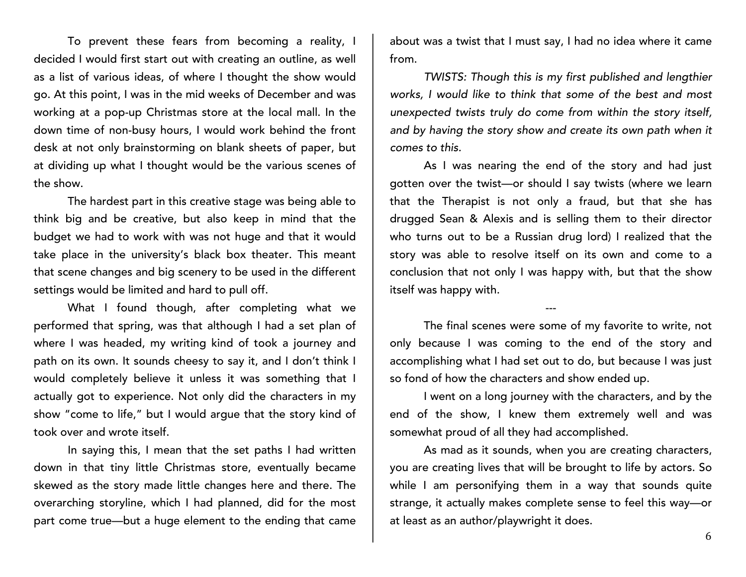To prevent these fears from becoming a reality, I decided I would first start out with creating an outline, as well as a list of various ideas, of where I thought the show would go. At this point, I was in the mid weeks of December and was working at a pop-up Christmas store at the local mall. In the down time of non-busy hours, I would work behind the front desk at not only brainstorming on blank sheets of paper, but at dividing up what I thought would be the various scenes of the show.

The hardest part in this creative stage was being able to think big and be creative, but also keep in mind that the budget we had to work with was not huge and that it would take place in the university's black box theater. This meant that scene changes and big scenery to be used in the different settings would be limited and hard to pull off.

What I found though, after completing what we performed that spring, was that although I had a set plan of where I was headed, my writing kind of took a journey and path on its own. It sounds cheesy to say it, and I don't think I would completely believe it unless it was something that I actually got to experience. Not only did the characters in my show "come to life," but I would argue that the story kind of took over and wrote itself.

In saying this, I mean that the set paths I had written down in that tiny little Christmas store, eventually became skewed as the story made little changes here and there. The overarching storyline, which I had planned, did for the most part come true—but a huge element to the ending that came about was a twist that I must say, I had no idea where it came from.

*TWISTS: Though this is my first published and lengthier works, I would like to think that some of the best and most unexpected twists truly do come from within the story itself, and by having the story show and create its own path when it comes to this.*

As I was nearing the end of the story and had just gotten over the twist—or should I say twists (where we learn that the Therapist is not only a fraud, but that she has drugged Sean & Alexis and is selling them to their director who turns out to be a Russian drug lord) I realized that the story was able to resolve itself on its own and come to a conclusion that not only I was happy with, but that the show itself was happy with.

---

The final scenes were some of my favorite to write, not only because I was coming to the end of the story and accomplishing what I had set out to do, but because I was just so fond of how the characters and show ended up.

I went on a long journey with the characters, and by the end of the show, I knew them extremely well and was somewhat proud of all they had accomplished.

As mad as it sounds, when you are creating characters, you are creating lives that will be brought to life by actors. So while I am personifying them in a way that sounds quite strange, it actually makes complete sense to feel this way—or at least as an author/playwright it does.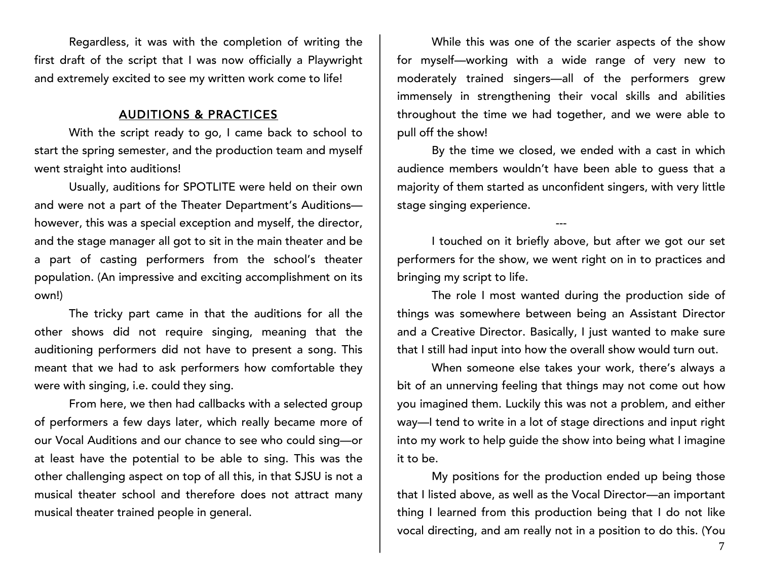Regardless, it was with the completion of writing the first draft of the script that I was now officially a Playwright and extremely excited to see my written work come to life!

## AUDITIONS & PRACTICES

With the script ready to go, I came back to school to start the spring semester, and the production team and myself went straight into auditions!

Usually, auditions for SPOTLITE were held on their own and were not a part of the Theater Department's Auditions—however, this was a special exception and myself, the director, and the stage manager all got to sit in the main theater and be a part of casting performers from the school's theater population. (An impressive and exciting accomplishment on its own!)

The tricky part came in that the auditions for all the other shows did not require singing, meaning that the auditioning performers did not have to present a song. This meant that we had to ask performers how comfortable they were with singing, i.e. could they sing.

From here, we then had callbacks with a selected group of performers a few days later, which really became more of our Vocal Auditions and our chance to see who could sing—or at least have the potential to be able to sing. This was the other challenging aspect on top of all this, in that SJSU is not a musical theater school and therefore does not attract many musical theater trained people in general.

While this was one of the scarier aspects of the show for myself—working with a wide range of very new to moderately trained singers—all of the performers grew immensely in strengthening their vocal skills and abilities throughout the time we had together, and we were able to pull off the show!

By the time we closed, we ended with a cast in which audience members wouldn't have been able to guess that a majority of them started as unconfident singers, with very little stage singing experience.

---

I touched on it briefly above, but after we got our set performers for the show, we went right on in to practices and bringing my script to life.

The role I most wanted during the production side of things was somewhere between being an Assistant Director and a Creative Director. Basically, I just wanted to make sure that I still had input into how the overall show would turn out.

When someone else takes your work, there's always a bit of an unnerving feeling that things may not come out how you imagined them. Luckily this was not a problem, and either way—I tend to write in a lot of stage directions and input right into my work to help guide the show into being what I imagine it to be.

My positions for the production ended up being those that I listed above, as well as the Vocal Director—an important thing I learned from this production being that I do not like vocal directing, and am really not in a position to do this. (You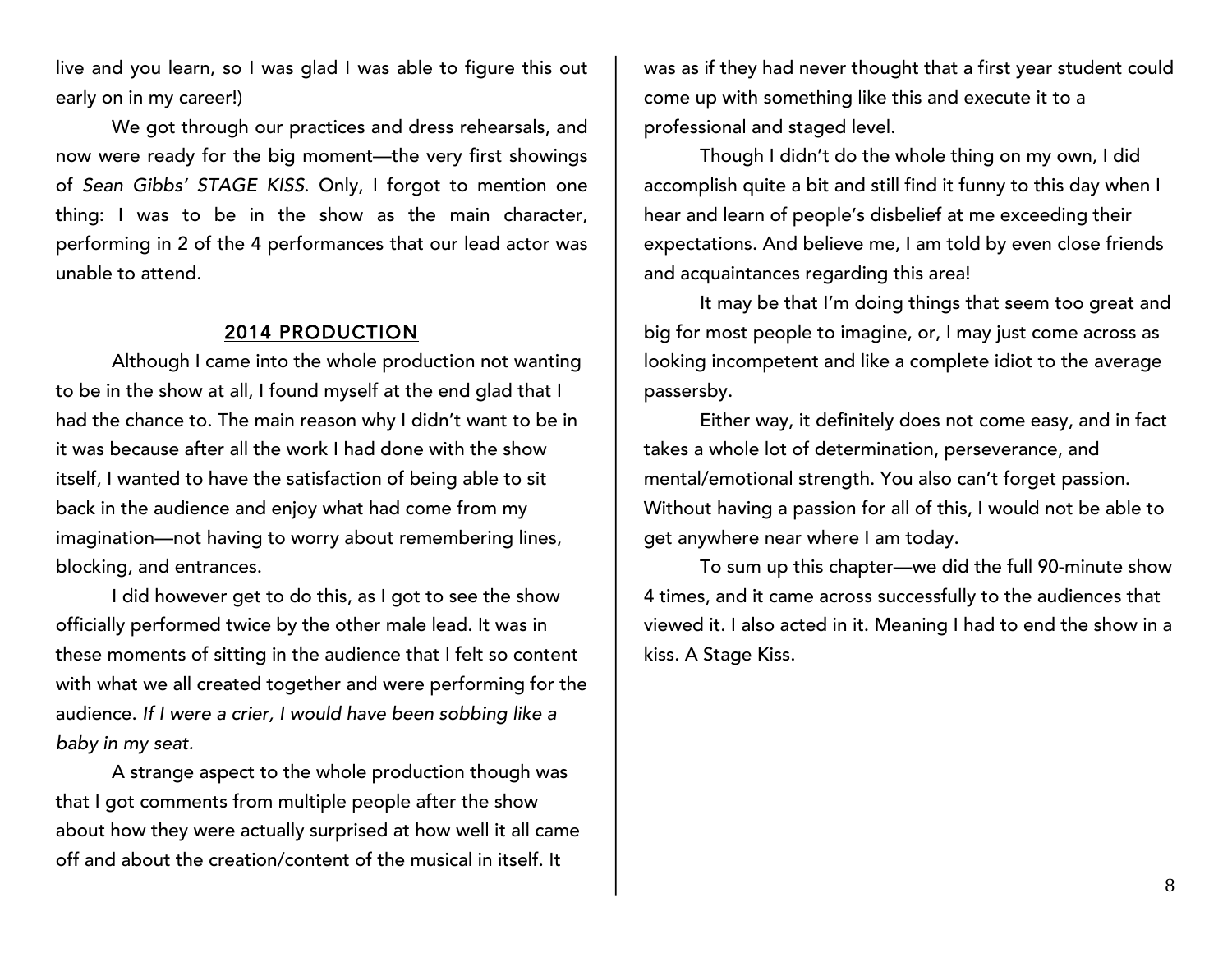live and you learn, so I was glad I was able to figure this out early on in my career!)

We got through our practices and dress rehearsals, and now were ready for the big moment—the very first showings of *Sean Gibbs' STAGE KISS*. Only, I forgot to mention one thing: I was to be in the show as the main character, performing in 2 of the 4 performances that our lead actor was unable to attend.

## 2014 PRODUCTION

Although I came into the whole production not wanting to be in the show at all, I found myself at the end glad that I had the chance to. The main reason why I didn't want to be in it was because after all the work I had done with the show itself, I wanted to have the satisfaction of being able to sit back in the audience and enjoy what had come from my imagination—not having to worry about remembering lines, blocking, and entrances.

I did however get to do this, as I got to see the show officially performed twice by the other male lead. It was in these moments of sitting in the audience that I felt so content with what we all created together and were performing for the audience. *If I were a crier, I would have been sobbing like a baby in my seat.*

A strange aspect to the whole production though was that I got comments from multiple people after the show about how they were actually surprised at how well it all came off and about the creation/content of the musical in itself. It was as if they had never thought that a first year student could come up with something like this and execute it to a professional and staged level.

Though I didn't do the whole thing on my own, I did accomplish quite a bit and still find it funny to this day when I hear and learn of people's disbelief at me exceeding their expectations. And believe me, I am told by even close friends and acquaintances regarding this area!

It may be that I'm doing things that seem too great and big for most people to imagine, or, I may just come across as looking incompetent and like a complete idiot to the average passersby.

Either way, it definitely does not come easy, and in fact takes a whole lot of determination, perseverance, and mental/emotional strength. You also can't forget passion. Without having a passion for all of this, I would not be able to get anywhere near where I am today.

To sum up this chapter—we did the full 90-minute show 4 times, and it came across successfully to the audiences that viewed it. I also acted in it. Meaning I had to end the show in a kiss. A Stage Kiss.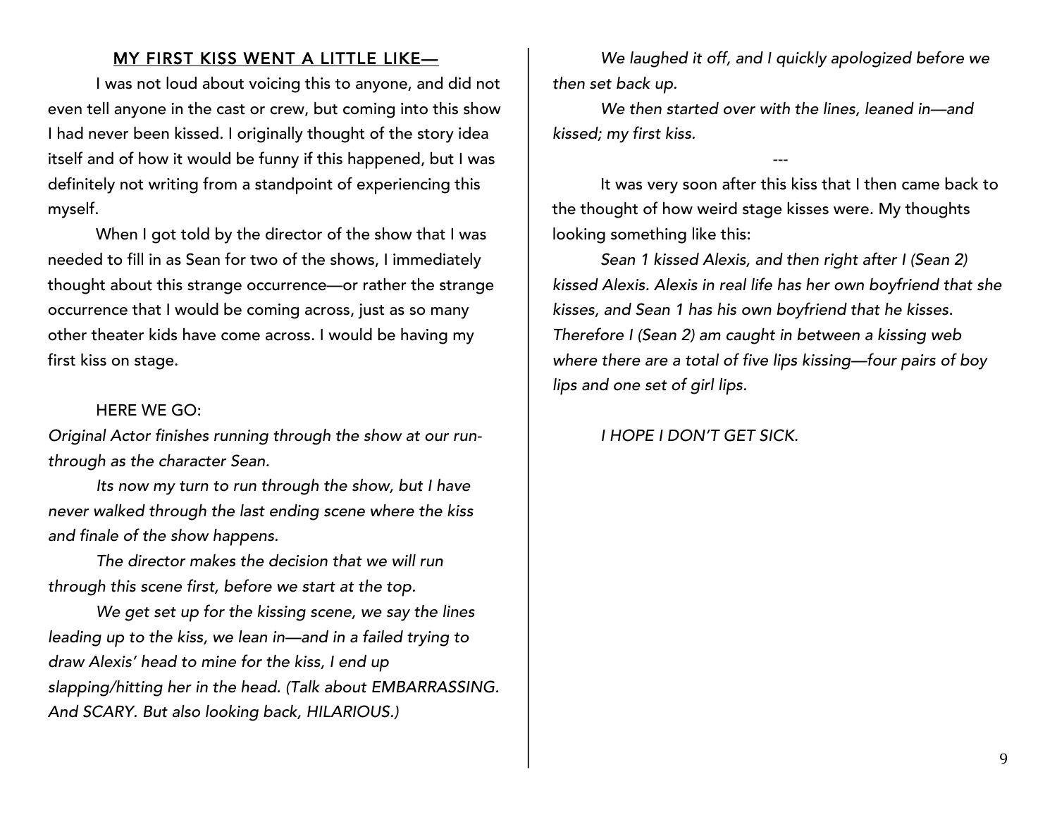## MY FIRST KISS WENT A LITTLE LIKE—

I was not loud about voicing this to anyone, and did not even tell anyone in the cast or crew, but coming into this show I had never been kissed. I originally thought of the story idea itself and of how it would be funny if this happened, but I was definitely not writing from a standpoint of experiencing this myself.

When I got told by the director of the show that I was needed to fill in as Sean for two of the shows, I immediately thought about this strange occurrence—or rather the strange occurrence that I would be coming across, just as so many other theater kids have come across. I would be having my first kiss on stage.

HERE WE GO:

*Original Actor finishes running through the show at our run-through as the character Sean.*

*Its now my turn to run through the show, but I have never walked through the last ending scene where the kiss and finale of the show happens.*

*The director makes the decision that we will run through this scene first, before we start at the top.*

*We get set up for the kissing scene, we say the lines leading up to the kiss, we lean in—and in a failed trying to draw Alexis' head to mine for the kiss, I end up slapping/hitting her in the head. (Talk about EMBARRASSING. And SCARY. But also looking back, HILARIOUS.)*

*We laughed it off, and I quickly apologized before we then set back up.*

*We then started over with the lines, leaned in—and kissed; my first kiss.*

---

It was very soon after this kiss that I then came back to the thought of how weird stage kisses were. My thoughts looking something like this:

*Sean 1 kissed Alexis, and then right after I (Sean 2) kissed Alexis. Alexis in real life has her own boyfriend that she kisses, and Sean 1 has his own boyfriend that he kisses. Therefore I (Sean 2) am caught in between a kissing web where there are a total of five lips kissing—four pairs of boy lips and one set of girl lips.*

*I HOPE I DON'T GET SICK.*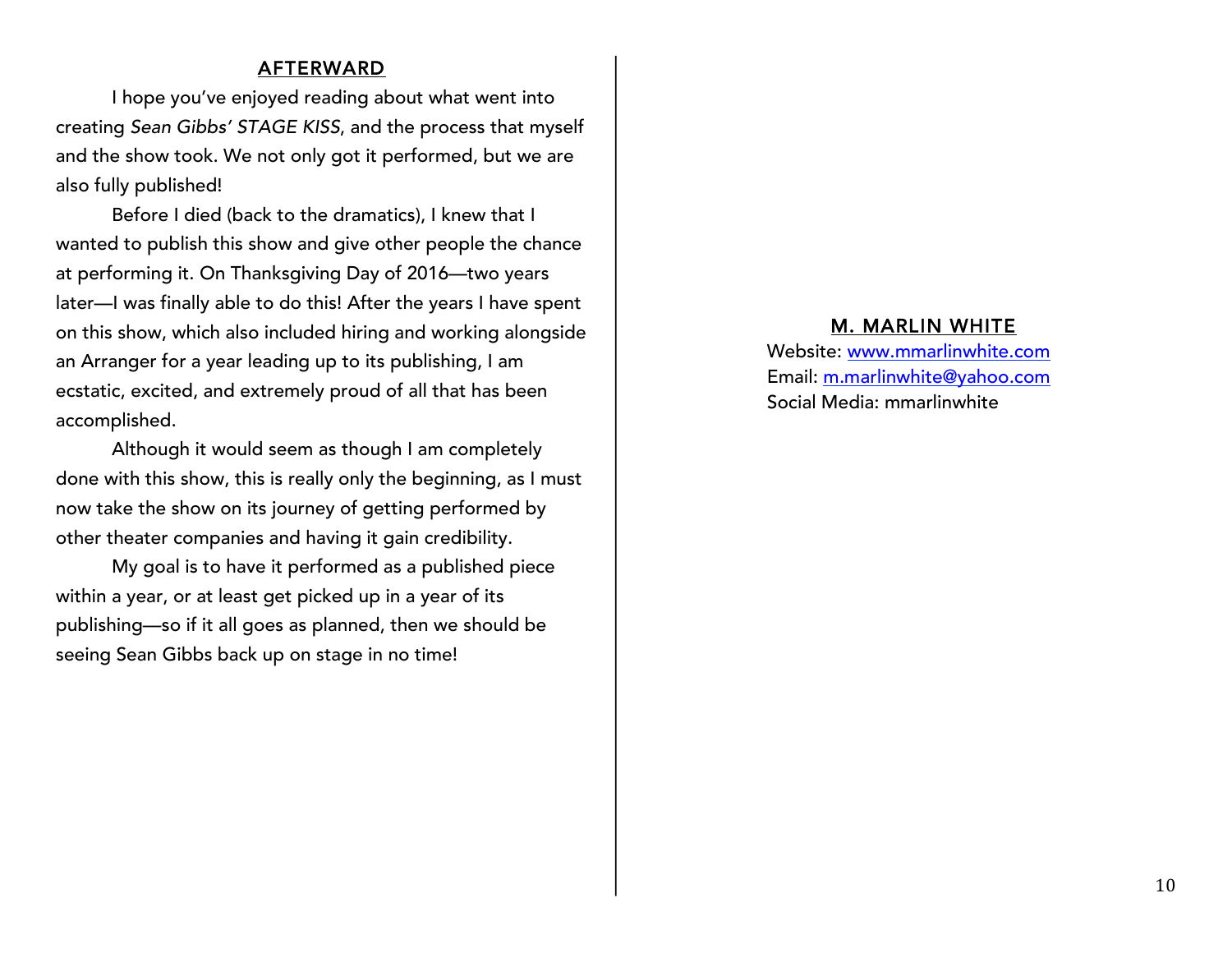## AFTERWARD

I hope you've enjoyed reading about what went into creating *Sean Gibbs' STAGE KISS*, and the process that myself and the show took. We not only got it performed, but we are also fully published!

Before I died (back to the dramatics), I knew that I wanted to publish this show and give other people the chance at performing it. On Thanksgiving Day of 2016—two years later—I was finally able to do this! After the years I have spent on this show, which also included hiring and working alongside an Arranger for a year leading up to its publishing, I am ecstatic, excited, and extremely proud of all that has been accomplished.

Although it would seem as though I am completely done with this show, this is really only the beginning, as I must now take the show on its journey of getting performed by other theater companies and having it gain credibility.

My goal is to have it performed as a published piece within a year, or at least get picked up in a year of its publishing—so if it all goes as planned, then we should be seeing Sean Gibbs back up on stage in no time!

## M. MARLIN WHITE

Website: www.mmarlinwhite.com
Email: m.marlinwhite@yahoo.com
Social Media: mmarlinwhite